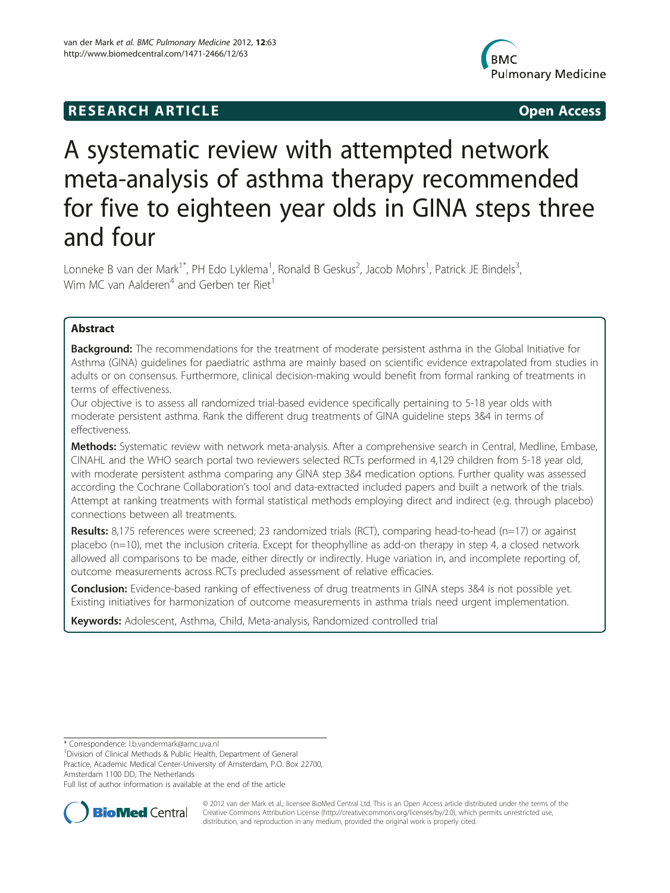RESEARCH ARTICLE Open Access

# A systematic review with attempted network meta-analysis of asthma therapy recommended for five to eighteen year olds in GINA steps three and four

Lonneke B van der Mark[1*], PH Edo Lyklema[1], Ronald B Geskus[2], Jacob Mohrs[1], Patrick JE Bindels[3], Wim MC van Aalderen[4] and Gerben ter Riet[1]

## Abstract

**Background:** The recommendations for the treatment of moderate persistent asthma in the Global Initiative for Asthma (GINA) guidelines for paediatric asthma are mainly based on scientific evidence extrapolated from studies in adults or on consensus. Furthermore, clinical decision-making would benefit from formal ranking of treatments in terms of effectiveness.

Our objective is to assess all randomized trial-based evidence specifically pertaining to 5-18 year olds with moderate persistent asthma. Rank the different drug treatments of GINA guideline steps 3&4 in terms of effectiveness.

**Methods:** Systematic review with network meta-analysis. After a comprehensive search in Central, Medline, Embase, CINAHL and the WHO search portal two reviewers selected RCTs performed in 4,129 children from 5-18 year old, with moderate persistent asthma comparing any GINA step 3&4 medication options. Further quality was assessed according the Cochrane Collaboration's tool and data-extracted included papers and built a network of the trials. Attempt at ranking treatments with formal statistical methods employing direct and indirect (e.g. through placebo) connections between all treatments.

**Results:** 8,175 references were screened; 23 randomized trials (RCT), comparing head-to-head (n=17) or against placebo (n=10), met the inclusion criteria. Except for theophylline as add-on therapy in step 4, a closed network allowed all comparisons to be made, either directly or indirectly. Huge variation in, and incomplete reporting of, outcome measurements across RCTs precluded assessment of relative efficacies.

**Conclusion:** Evidence-based ranking of effectiveness of drug treatments in GINA steps 3&4 is not possible yet. Existing initiatives for harmonization of outcome measurements in asthma trials need urgent implementation.

**Keywords:** Adolescent, Asthma, Child, Meta-analysis, Randomized controlled trial

---

* Correspondence: l.b.vandermark@amc.uva.nl

[1]Division of Clinical Methods & Public Health, Department of General Practice, Academic Medical Center-University of Amsterdam, P.O. Box 22700, Amsterdam 1100 DD, The Netherlands

Full list of author information is available at the end of the article

© 2012 van der Mark et al.; licensee BioMed Central Ltd. This is an Open Access article distributed under the terms of the Creative Commons Attribution License (http://creativecommons.org/licenses/by/2.0), which permits unrestricted use, distribution, and reproduction in any medium, provided the original work is properly cited.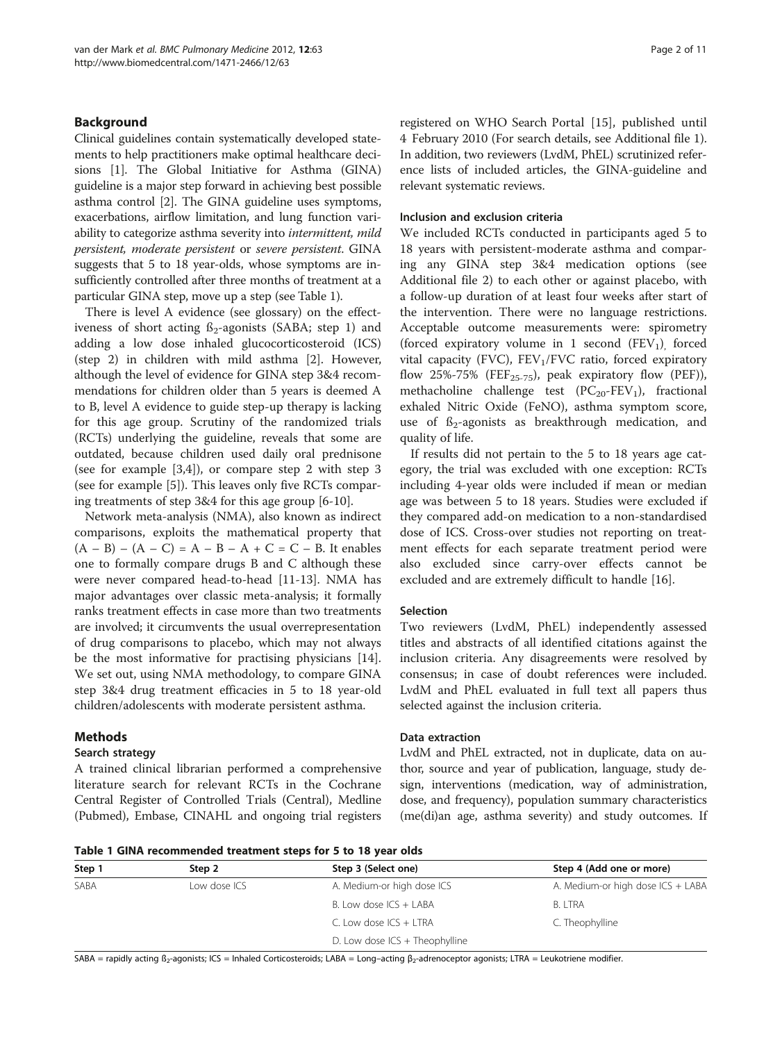## Background

Clinical guidelines contain systematically developed statements to help practitioners make optimal healthcare decisions [1]. The Global Initiative for Asthma (GINA) guideline is a major step forward in achieving best possible asthma control [2]. The GINA guideline uses symptoms, exacerbations, airflow limitation, and lung function variability to categorize asthma severity into *intermittent, mild persistent, moderate persistent* or *severe persistent*. GINA suggests that 5 to 18 year-olds, whose symptoms are insufficiently controlled after three months of treatment at a particular GINA step, move up a step (see Table 1).

There is level A evidence (see glossary) on the effectiveness of short acting ß$_2$-agonists (SABA; step 1) and adding a low dose inhaled glucocorticosteroid (ICS) (step 2) in children with mild asthma [2]. However, although the level of evidence for GINA step 3&4 recommendations for children older than 5 years is deemed A to B, level A evidence to guide step-up therapy is lacking for this age group. Scrutiny of the randomized trials (RCTs) underlying the guideline, reveals that some are outdated, because children used daily oral prednisone (see for example [3,4]), or compare step 2 with step 3 (see for example [5]). This leaves only five RCTs comparing treatments of step 3&4 for this age group [6-10].

Network meta-analysis (NMA), also known as indirect comparisons, exploits the mathematical property that $(A - B) - (A - C) = A - B - A + C = C - B$. It enables one to formally compare drugs B and C although these were never compared head-to-head [11-13]. NMA has major advantages over classic meta-analysis; it formally ranks treatment effects in case more than two treatments are involved; it circumvents the usual overrepresentation of drug comparisons to placebo, which may not always be the most informative for practising physicians [14]. We set out, using NMA methodology, to compare GINA step 3&4 drug treatment efficacies in 5 to 18 year-old children/adolescents with moderate persistent asthma.

## Methods

### Search strategy

A trained clinical librarian performed a comprehensive literature search for relevant RCTs in the Cochrane Central Register of Controlled Trials (Central), Medline (Pubmed), Embase, CINAHL and ongoing trial registers registered on WHO Search Portal [15], published until 4 February 2010 (For search details, see Additional file 1). In addition, two reviewers (LvdM, PhEL) scrutinized reference lists of included articles, the GINA-guideline and relevant systematic reviews.

### Inclusion and exclusion criteria

We included RCTs conducted in participants aged 5 to 18 years with persistent-moderate asthma and comparing any GINA step 3&4 medication options (see Additional file 2) to each other or against placebo, with a follow-up duration of at least four weeks after start of the intervention. There were no language restrictions. Acceptable outcome measurements were: spirometry (forced expiratory volume in 1 second ($FEV_1$), forced vital capacity (FVC), $FEV_1$/FVC ratio, forced expiratory flow 25%-75% ($FEF_{25-75}$), peak expiratory flow (PEF)), methacholine challenge test ($PC_{20}$-$FEV_1$), fractional exhaled Nitric Oxide (FeNO), asthma symptom score, use of ß$_2$-agonists as breakthrough medication, and quality of life.

If results did not pertain to the 5 to 18 years age category, the trial was excluded with one exception: RCTs including 4-year olds were included if mean or median age was between 5 to 18 years. Studies were excluded if they compared add-on medication to a non-standardised dose of ICS. Cross-over studies not reporting on treatment effects for each separate treatment period were also excluded since carry-over effects cannot be excluded and are extremely difficult to handle [16].

### Selection

Two reviewers (LvdM, PhEL) independently assessed titles and abstracts of all identified citations against the inclusion criteria. Any disagreements were resolved by consensus; in case of doubt references were included. LvdM and PhEL evaluated in full text all papers thus selected against the inclusion criteria.

### Data extraction

LvdM and PhEL extracted, not in duplicate, data on author, source and year of publication, language, study design, interventions (medication, way of administration, dose, and frequency), population summary characteristics (me(di)an age, asthma severity) and study outcomes. If

**Table 1 GINA recommended treatment steps for 5 to 18 year olds**

| Step 1 | Step 2 | Step 3 (Select one) | Step 4 (Add one or more) |
|---|---|---|---|
| SABA | Low dose ICS | A. Medium-or high dose ICS | A. Medium-or high dose ICS + LABA |
| | | B. Low dose ICS + LABA | B. LTRA |
| | | C. Low dose ICS + LTRA | C. Theophylline |
| | | D. Low dose ICS + Theophylline | |

SABA = rapidly acting ß$_2$-agonists; ICS = Inhaled Corticosteroids; LABA = Long–acting β$_2$-adrenoceptor agonists; LTRA = Leukotriene modifier.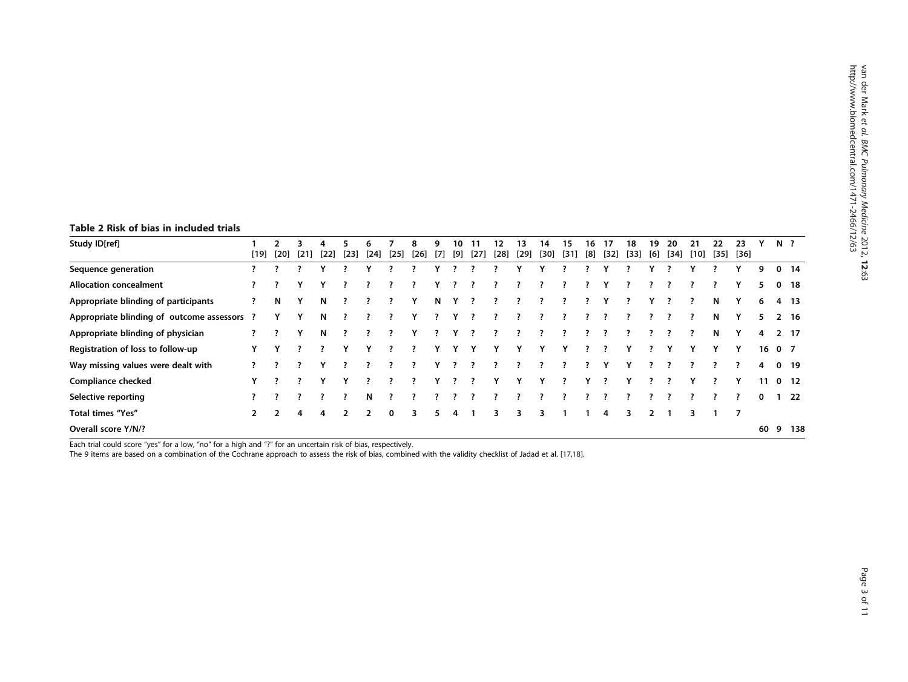**Table 2 Risk of bias in included trials**

| Study ID[ref] | 1 [19] | 2 [20] | 3 [21] | 4 [22] | 5 [23] | 6 [24] | 7 [25] | 8 [26] | 9 [7] | 10 [9] | 11 [27] | 12 [28] | 13 [29] | 14 [30] | 15 [31] | 16 [8] | 17 [32] | 18 [33] | 19 [6] | 20 [34] | 21 [10] | 22 [35] | 23 [36] | Y | N | ? |
|---|---|---|---|---|---|---|---|---|---|---|---|---|---|---|---|---|---|---|---|---|---|---|---|---|---|---|
| **Sequence generation** | ? | ? | ? | Y | ? | Y | ? | ? | Y | ? | ? | ? | Y | Y | ? | ? | Y | ? | Y | ? | Y | ? | Y | 9 | 0 | 14 |
| **Allocation concealment** | ? | ? | Y | Y | ? | ? | ? | ? | Y | ? | ? | ? | ? | ? | ? | ? | Y | ? | ? | ? | ? | ? | Y | 5 | 0 | 18 |
| **Appropriate blinding of participants** | ? | N | Y | N | ? | ? | ? | Y | N | Y | ? | ? | ? | ? | ? | ? | Y | ? | Y | ? | ? | N | Y | 6 | 4 | 13 |
| **Appropriate blinding of outcome assessors** | ? | Y | Y | N | ? | ? | ? | Y | ? | Y | ? | ? | ? | ? | ? | ? | ? | ? | ? | ? | ? | N | Y | 5 | 2 | 16 |
| **Appropriate blinding of physician** | ? | ? | Y | N | ? | ? | ? | Y | ? | Y | ? | ? | ? | ? | ? | ? | ? | ? | ? | ? | ? | N | Y | 4 | 2 | 17 |
| **Registration of loss to follow-up** | Y | Y | ? | ? | Y | Y | ? | ? | Y | Y | Y | Y | Y | Y | Y | ? | ? | Y | ? | Y | Y | Y | Y | 16 | 0 | 7 |
| **Way missing values were dealt with** | ? | ? | ? | Y | ? | ? | ? | ? | Y | ? | ? | ? | ? | ? | ? | ? | Y | Y | ? | ? | ? | ? | ? | 4 | 0 | 19 |
| **Compliance checked** | Y | ? | ? | Y | Y | ? | ? | ? | Y | ? | ? | Y | Y | Y | ? | Y | ? | Y | ? | ? | Y | ? | Y | 11 | 0 | 12 |
| **Selective reporting** | ? | ? | ? | ? | ? | N | ? | ? | ? | ? | ? | ? | ? | ? | ? | ? | ? | ? | ? | ? | ? | ? | ? | 0 | 1 | 22 |
| **Total times "Yes"** | 2 | 2 | 4 | 4 | 2 | 2 | 0 | 3 | 5 | 4 | 1 | 3 | 3 | 3 | 1 | 1 | 4 | 3 | 2 | 1 | 3 | 1 | 7 | | | |
| **Overall score Y/N/?** | | | | | | | | | | | | | | | | | | | | | | | | 60 | 9 | 138 |

Each trial could score "yes" for a low, "no" for a high and "?" for an uncertain risk of bias, respectively.
The 9 items are based on a combination of the Cochrane approach to assess the risk of bias, combined with the validity checklist of Jadad et al. [17,18].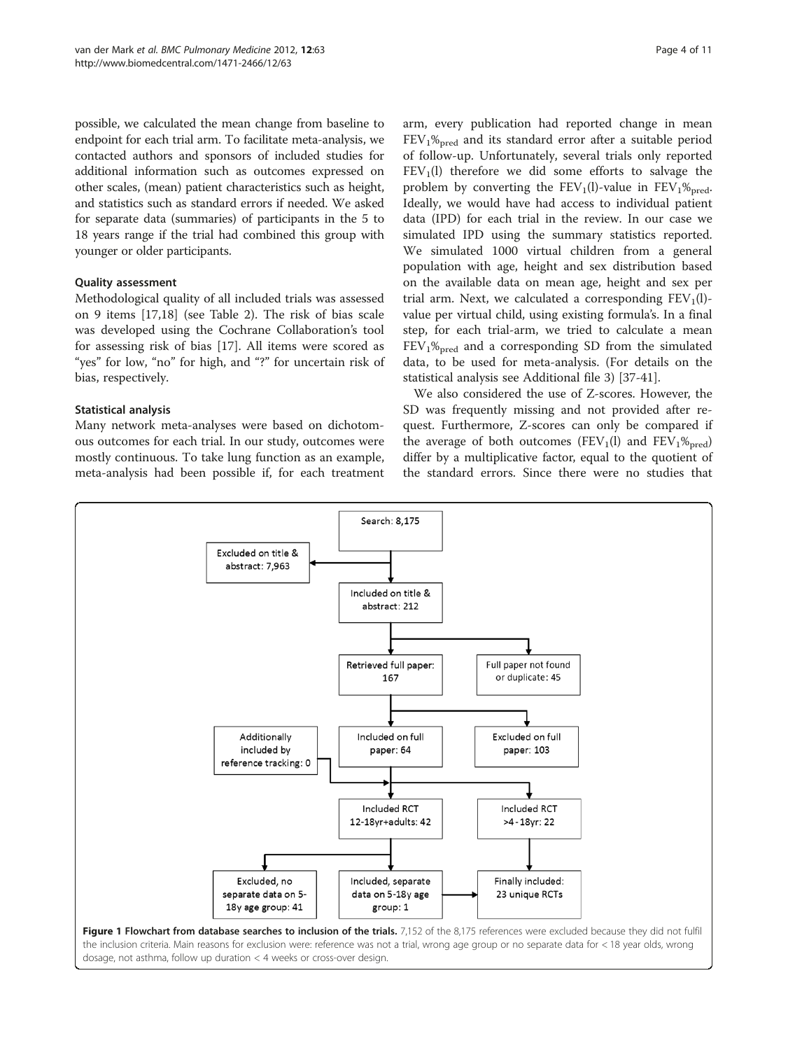possible, we calculated the mean change from baseline to endpoint for each trial arm. To facilitate meta-analysis, we contacted authors and sponsors of included studies for additional information such as outcomes expressed on other scales, (mean) patient characteristics such as height, and statistics such as standard errors if needed. We asked for separate data (summaries) of participants in the 5 to 18 years range if the trial had combined this group with younger or older participants.

### Quality assessment

Methodological quality of all included trials was assessed on 9 items [17,18] (see Table 2). The risk of bias scale was developed using the Cochrane Collaboration's tool for assessing risk of bias [17]. All items were scored as "yes" for low, "no" for high, and "?" for uncertain risk of bias, respectively.

### Statistical analysis

Many network meta-analyses were based on dichotomous outcomes for each trial. In our study, outcomes were mostly continuous. To take lung function as an example, meta-analysis had been possible if, for each treatment arm, every publication had reported change in mean $FEV_1\%_{pred}$ and its standard error after a suitable period of follow-up. Unfortunately, several trials only reported $FEV_1$(l) therefore we did some efforts to salvage the problem by converting the $FEV_1$(l)-value in $FEV_1\%_{pred}$. Ideally, we would have had access to individual patient data (IPD) for each trial in the review. In our case we simulated IPD using the summary statistics reported. We simulated 1000 virtual children from a general population with age, height and sex distribution based on the available data on mean age, height and sex per trial arm. Next, we calculated a corresponding $FEV_1$(l)-value per virtual child, using existing formula's. In a final step, for each trial-arm, we tried to calculate a mean $FEV_1\%_{pred}$ and a corresponding SD from the simulated data, to be used for meta-analysis. (For details on the statistical analysis see Additional file 3) [37-41].

We also considered the use of Z-scores. However, the SD was frequently missing and not provided after request. Furthermore, Z-scores can only be compared if the average of both outcomes ($FEV_1$(l) and $FEV_1\%_{pred}$) differ by a multiplicative factor, equal to the quotient of the standard errors. Since there were no studies that

Search: 8,175
Excluded on title & abstract: 7,963
Included on title & abstract: 212
Retrieved full paper: 167
Full paper not found or duplicate: 45
Included on full paper: 64
Excluded on full paper: 103
Additionally included by reference tracking: 0
Included RCT 12-18yr+adults: 42
Included RCT >4-18yr: 22
Excluded, no separate data on 5-18y age group: 41
Included, separate data on 5-18y age group: 1
Finally included: 23 unique RCTs

**Figure 1 Flowchart from database searches to inclusion of the trials.** 7,152 of the 8,175 references were excluded because they did not fulfil the inclusion criteria. Main reasons for exclusion were: reference was not a trial, wrong age group or no separate data for < 18 year olds, wrong dosage, not asthma, follow up duration < 4 weeks or cross-over design.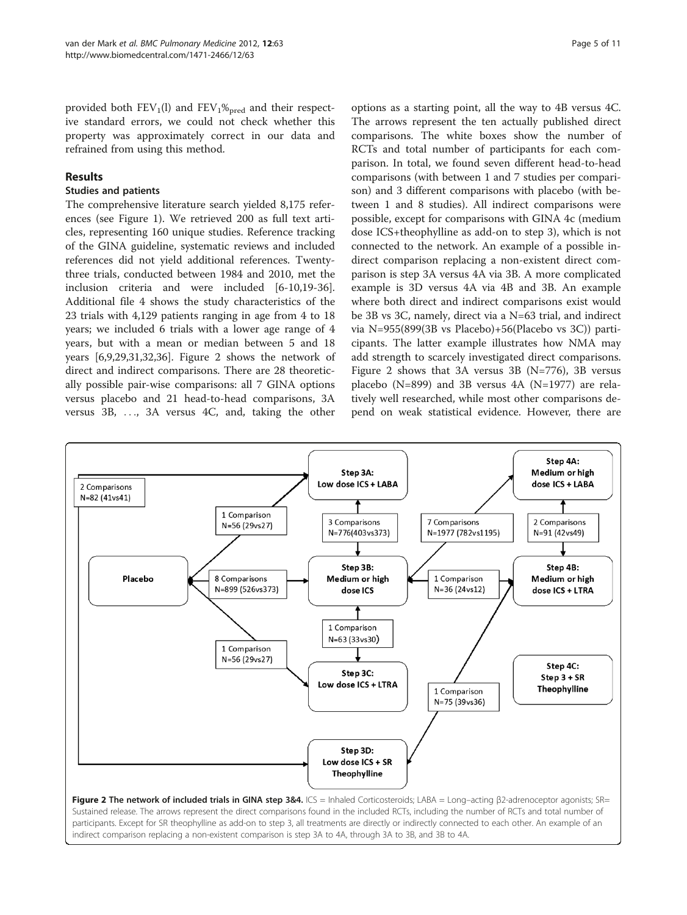provided both $FEV_1$(l) and $FEV_1\%_{pred}$ and their respective standard errors, we could not check whether this property was approximately correct in our data and refrained from using this method.

## Results

### Studies and patients

The comprehensive literature search yielded 8,175 references (see Figure 1). We retrieved 200 as full text articles, representing 160 unique studies. Reference tracking of the GINA guideline, systematic reviews and included references did not yield additional references. Twenty-three trials, conducted between 1984 and 2010, met the inclusion criteria and were included [6-10,19-36]. Additional file 4 shows the study characteristics of the 23 trials with 4,129 patients ranging in age from 4 to 18 years; we included 6 trials with a lower age range of 4 years, but with a mean or median between 5 and 18 years [6,9,29,31,32,36]. Figure 2 shows the network of direct and indirect comparisons. There are 28 theoretically possible pair-wise comparisons: all 7 GINA options versus placebo and 21 head-to-head comparisons, 3A versus 3B, …, 3A versus 4C, and, taking the other options as a starting point, all the way to 4B versus 4C. The arrows represent the ten actually published direct comparisons. The white boxes show the number of RCTs and total number of participants for each comparison. In total, we found seven different head-to-head comparisons (with between 1 and 7 studies per comparison) and 3 different comparisons with placebo (with between 1 and 8 studies). All indirect comparisons were possible, except for comparisons with GINA 4c (medium dose ICS+theophylline as add-on to step 3), which is not connected to the network. An example of a possible indirect comparison replacing a non-existent direct comparison is step 3A versus 4A via 3B. A more complicated example is 3D versus 4A via 4B and 3B. An example where both direct and indirect comparisons exist would be 3B vs 3C, namely, direct via a N=63 trial, and indirect via N=955(899(3B vs Placebo)+56(Placebo vs 3C)) participants. The latter example illustrates how NMA may add strength to scarcely investigated direct comparisons. Figure 2 shows that 3A versus 3B (N=776), 3B versus placebo (N=899) and 3B versus 4A (N=1977) are relatively well researched, while most other comparisons depend on weak statistical evidence. However, there are

**Figure 2 The network of included trials in GINA step 3&4.** ICS = Inhaled Corticosteroids; LABA = Long–acting β2-adrenoceptor agonists; SR= Sustained release. The arrows represent the direct comparisons found in the included RCTs, including the number of RCTs and total number of participants. Except for SR theophylline as add-on to step 3, all treatments are directly or indirectly connected to each other. An example of an indirect comparison replacing a non-existent comparison is step 3A to 4A, through 3A to 3B, and 3B to 4A.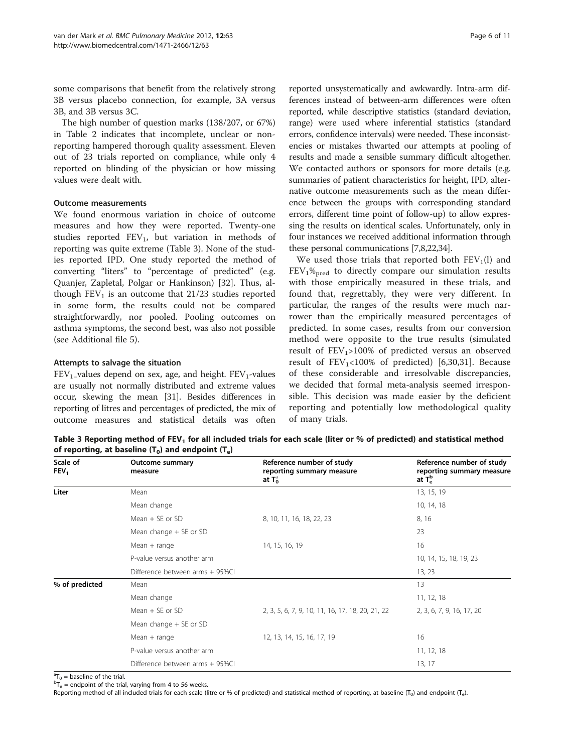some comparisons that benefit from the relatively strong 3B versus placebo connection, for example, 3A versus 3B, and 3B versus 3C.

The high number of question marks (138/207, or 67%) in Table 2 indicates that incomplete, unclear or non-reporting hampered thorough quality assessment. Eleven out of 23 trials reported on compliance, while only 4 reported on blinding of the physician or how missing values were dealt with.

### Outcome measurements

We found enormous variation in choice of outcome measures and how they were reported. Twenty-one studies reported $FEV_1$, but variation in methods of reporting was quite extreme (Table 3). None of the studies reported IPD. One study reported the method of converting "liters" to "percentage of predicted" (e.g. Quanjer, Zapletal, Polgar or Hankinson) [32]. Thus, although $FEV_1$ is an outcome that 21/23 studies reported in some form, the results could not be compared straightforwardly, nor pooled. Pooling outcomes on asthma symptoms, the second best, was also not possible (see Additional file 5).

### Attempts to salvage the situation

$FEV_1$-values depend on sex, age, and height. $FEV_1$-values are usually not normally distributed and extreme values occur, skewing the mean [31]. Besides differences in reporting of litres and percentages of predicted, the mix of outcome measures and statistical details was often reported unsystematically and awkwardly. Intra-arm differences instead of between-arm differences were often reported, while descriptive statistics (standard deviation, range) were used where inferential statistics (standard errors, confidence intervals) were needed. These inconsistencies or mistakes thwarted our attempts at pooling of results and made a sensible summary difficult altogether. We contacted authors or sponsors for more details (e.g. summaries of patient characteristics for height, IPD, alternative outcome measurements such as the mean difference between the groups with corresponding standard errors, different time point of follow-up) to allow expressing the results on identical scales. Unfortunately, only in four instances we received additional information through these personal communications [7,8,22,34].

We used those trials that reported both $FEV_1$(l) and $FEV_1\%_{pred}$ to directly compare our simulation results with those empirically measured in these trials, and found that, regrettably, they were very different. In particular, the ranges of the results were much narrower than the empirically measured percentages of predicted. In some cases, results from our conversion method were opposite to the true results (simulated result of $FEV_1$>100% of predicted versus an observed result of $FEV_1$<100% of predicted) [6,30,31]. Because of these considerable and irresolvable discrepancies, we decided that formal meta-analysis seemed irresponsible. This decision was made easier by the deficient reporting and potentially low methodological quality of many trials.

**Table 3 Reporting method of $FEV_1$ for all included trials for each scale (liter or % of predicted) and statistical method of reporting, at baseline ($T_0$) and endpoint ($T_e$)**

| Scale of $FEV_1$ | Outcome summary measure | Reference number of study reporting summary measure at $T_0^a$ | Reference number of study reporting summary measure at $T_e^b$ |
|---|---|---|---|
| **Liter** | Mean | | 13, 15, 19 |
| | Mean change | | 10, 14, 18 |
| | Mean + SE or SD | 8, 10, 11, 16, 18, 22, 23 | 8, 16 |
| | Mean change + SE or SD | | 23 |
| | Mean + range | 14, 15, 16, 19 | 16 |
| | P-value versus another arm | | 10, 14, 15, 18, 19, 23 |
| | Difference between arms + 95%CI | | 13, 23 |
| **% of predicted** | Mean | | 13 |
| | Mean change | | 11, 12, 18 |
| | Mean + SE or SD | 2, 3, 5, 6, 7, 9, 10, 11, 16, 17, 18, 20, 21, 22 | 2, 3, 6, 7, 9, 16, 17, 20 |
| | Mean change + SE or SD | | |
| | Mean + range | 12, 13, 14, 15, 16, 17, 19 | 16 |
| | P-value versus another arm | | 11, 12, 18 |
| | Difference between arms + 95%CI | | 13, 17 |

[a] $T_0$ = baseline of the trial.
[b] $T_e$ = endpoint of the trial, varying from 4 to 56 weeks.
Reporting method of all included trials for each scale (litre or % of predicted) and statistical method of reporting, at baseline ($T_0$) and endpoint ($T_e$).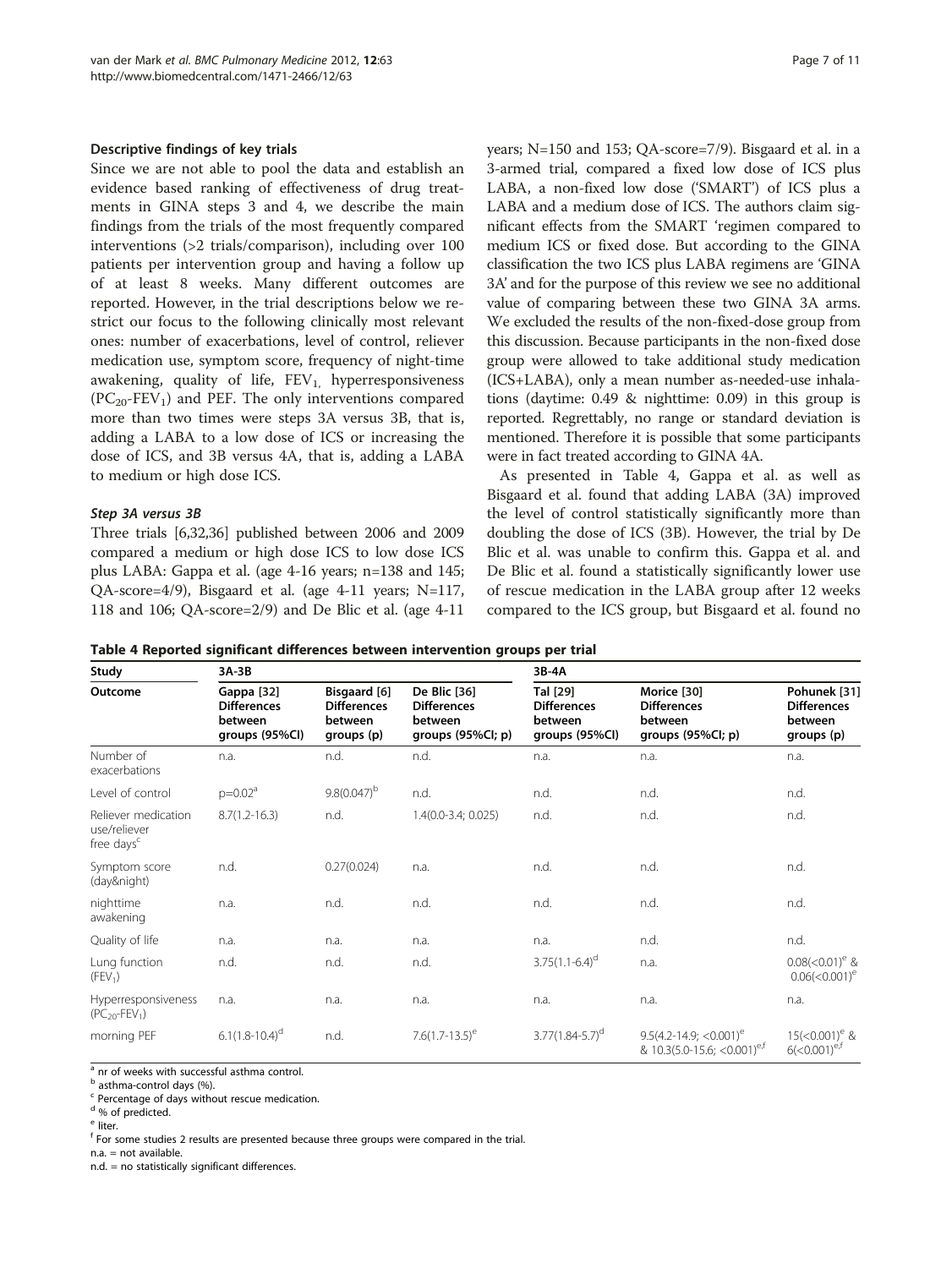### Descriptive findings of key trials

Since we are not able to pool the data and establish an evidence based ranking of effectiveness of drug treatments in GINA steps 3 and 4, we describe the main findings from the trials of the most frequently compared interventions (>2 trials/comparison), including over 100 patients per intervention group and having a follow up of at least 8 weeks. Many different outcomes are reported. However, in the trial descriptions below we restrict our focus to the following clinically most relevant ones: number of exacerbations, level of control, reliever medication use, symptom score, frequency of night-time awakening, quality of life, $FEV_1$, hyperresponsiveness ($PC_{20}$-$FEV_1$) and PEF. The only interventions compared more than two times were steps 3A versus 3B, that is, adding a LABA to a low dose of ICS or increasing the dose of ICS, and 3B versus 4A, that is, adding a LABA to medium or high dose ICS.

#### *Step 3A versus 3B*

Three trials [6,32,36] published between 2006 and 2009 compared a medium or high dose ICS to low dose ICS plus LABA: Gappa et al. (age 4-16 years; n=138 and 145; QA-score=4/9), Bisgaard et al. (age 4-11 years; N=117, 118 and 106; QA-score=2/9) and De Blic et al. (age 4-11 years; N=150 and 153; QA-score=7/9). Bisgaard et al. in a 3-armed trial, compared a fixed low dose of ICS plus LABA, a non-fixed low dose ('SMART') of ICS plus a LABA and a medium dose of ICS. The authors claim significant effects from the SMART 'regimen compared to medium ICS or fixed dose. But according to the GINA classification the two ICS plus LABA regimens are 'GINA 3A' and for the purpose of this review we see no additional value of comparing between these two GINA 3A arms. We excluded the results of the non-fixed-dose group from this discussion. Because participants in the non-fixed dose group were allowed to take additional study medication (ICS+LABA), only a mean number as-needed-use inhalations (daytime: 0.49 & nighttime: 0.09) in this group is reported. Regrettably, no range or standard deviation is mentioned. Therefore it is possible that some participants were in fact treated according to GINA 4A.

As presented in Table 4, Gappa et al. as well as Bisgaard et al. found that adding LABA (3A) improved the level of control statistically significantly more than doubling the dose of ICS (3B). However, the trial by De Blic et al. was unable to confirm this. Gappa et al. and De Blic et al. found a statistically significantly lower use of rescue medication in the LABA group after 12 weeks compared to the ICS group, but Bisgaard et al. found no

**Table 4 Reported significant differences between intervention groups per trial**

| Study | 3A-3B | | | 3B-4A | | |
|---|---|---|---|---|---|---|
| Outcome | Gappa [32] Differences between groups (95%CI) | Bisgaard [6] Differences between groups (p) | De Blic [36] Differences between groups (95%CI; p) | Tal [29] Differences between groups (95%CI) | Morice [30] Differences between groups (95%CI; p) | Pohunek [31] Differences between groups (p) |
| Number of exacerbations | n.a. | n.d. | n.d. | n.a. | n.a. | n.a. |
| Level of control | p=0.02[a] | 9.8(0.047)[b] | n.d. | n.d. | n.d. | n.d. |
| Reliever medication use/reliever free days[c] | 8.7(1.2-16.3) | n.d. | 1.4(0.0-3.4; 0.025) | n.d. | n.d. | n.d. |
| Symptom score (day&night) | n.d. | 0.27(0.024) | n.a. | n.d. | n.d. | n.d. |
| nighttime awakening | n.a. | n.d. | n.d. | n.d. | n.d. | n.d. |
| Quality of life | n.a. | n.a. | n.a. | n.a. | n.d. | n.d. |
| Lung function ($FEV_1$) | n.d. | n.d. | n.d. | 3.75(1.1-6.4)[d] | n.a. | 0.08(<0.01)[e] & 0.06(<0.001)[e] |
| Hyperresponsiveness ($PC_{20}$-$FEV_1$) | n.a. | n.a. | n.a. | n.a. | n.a. | n.a. |
| morning PEF | 6.1(1.8-10.4)[d] | n.d. | 7.6(1.7-13.5)[e] | 3.77(1.84-5.7)[d] | 9.5(4.2-14.9; <0.001)[e] & 10.3(5.0-15.6; <0.001)[e,f] | 15(<0.001)[e] & 6(<0.001)[e,f] |

[a] nr of weeks with successful asthma control.
[b] asthma-control days (%).
[c] Percentage of days without rescue medication.
[d] % of predicted.
[e] liter.
[f] For some studies 2 results are presented because three groups were compared in the trial.
n.a. = not available.
n.d. = no statistically significant differences.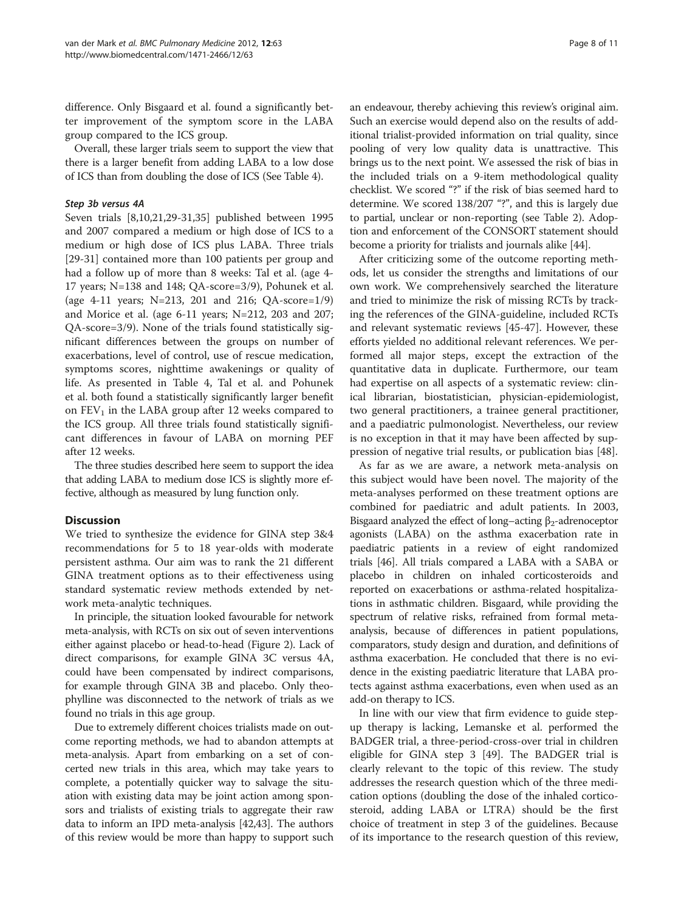difference. Only Bisgaard et al. found a significantly better improvement of the symptom score in the LABA group compared to the ICS group.

Overall, these larger trials seem to support the view that there is a larger benefit from adding LABA to a low dose of ICS than from doubling the dose of ICS (See Table 4).

#### *Step 3b versus 4A*

Seven trials [8,10,21,29-31,35] published between 1995 and 2007 compared a medium or high dose of ICS to a medium or high dose of ICS plus LABA. Three trials [29-31] contained more than 100 patients per group and had a follow up of more than 8 weeks: Tal et al. (age 4-17 years; N=138 and 148; QA-score=3/9), Pohunek et al. (age 4-11 years; N=213, 201 and 216; QA-score=1/9) and Morice et al. (age 6-11 years; N=212, 203 and 207; QA-score=3/9). None of the trials found statistically significant differences between the groups on number of exacerbations, level of control, use of rescue medication, symptoms scores, nighttime awakenings or quality of life. As presented in Table 4, Tal et al. and Pohunek et al. both found a statistically significantly larger benefit on $FEV_1$ in the LABA group after 12 weeks compared to the ICS group. All three trials found statistically significant differences in favour of LABA on morning PEF after 12 weeks.

The three studies described here seem to support the idea that adding LABA to medium dose ICS is slightly more effective, although as measured by lung function only.

## Discussion

We tried to synthesize the evidence for GINA step 3&4 recommendations for 5 to 18 year-olds with moderate persistent asthma. Our aim was to rank the 21 different GINA treatment options as to their effectiveness using standard systematic review methods extended by network meta-analytic techniques.

In principle, the situation looked favourable for network meta-analysis, with RCTs on six out of seven interventions either against placebo or head-to-head (Figure 2). Lack of direct comparisons, for example GINA 3C versus 4A, could have been compensated by indirect comparisons, for example through GINA 3B and placebo. Only theophylline was disconnected to the network of trials as we found no trials in this age group.

Due to extremely different choices trialists made on outcome reporting methods, we had to abandon attempts at meta-analysis. Apart from embarking on a set of concerted new trials in this area, which may take years to complete, a potentially quicker way to salvage the situation with existing data may be joint action among sponsors and trialists of existing trials to aggregate their raw data to inform an IPD meta-analysis [42,43]. The authors of this review would be more than happy to support such an endeavour, thereby achieving this review's original aim. Such an exercise would depend also on the results of additional trialist-provided information on trial quality, since pooling of very low quality data is unattractive. This brings us to the next point. We assessed the risk of bias in the included trials on a 9-item methodological quality checklist. We scored "?" if the risk of bias seemed hard to determine. We scored 138/207 "?", and this is largely due to partial, unclear or non-reporting (see Table 2). Adoption and enforcement of the CONSORT statement should become a priority for trialists and journals alike [44].

After criticizing some of the outcome reporting methods, let us consider the strengths and limitations of our own work. We comprehensively searched the literature and tried to minimize the risk of missing RCTs by tracking the references of the GINA-guideline, included RCTs and relevant systematic reviews [45-47]. However, these efforts yielded no additional relevant references. We performed all major steps, except the extraction of the quantitative data in duplicate. Furthermore, our team had expertise on all aspects of a systematic review: clinical librarian, biostatistician, physician-epidemiologist, two general practitioners, a trainee general practitioner, and a paediatric pulmonologist. Nevertheless, our review is no exception in that it may have been affected by suppression of negative trial results, or publication bias [48].

As far as we are aware, a network meta-analysis on this subject would have been novel. The majority of the meta-analyses performed on these treatment options are combined for paediatric and adult patients. In 2003, Bisgaard analyzed the effect of long–acting $\beta_2$-adrenoceptor agonists (LABA) on the asthma exacerbation rate in paediatric patients in a review of eight randomized trials [46]. All trials compared a LABA with a SABA or placebo in children on inhaled corticosteroids and reported on exacerbations or asthma-related hospitalizations in asthmatic children. Bisgaard, while providing the spectrum of relative risks, refrained from formal meta-analysis, because of differences in patient populations, comparators, study design and duration, and definitions of asthma exacerbation. He concluded that there is no evidence in the existing paediatric literature that LABA protects against asthma exacerbations, even when used as an add-on therapy to ICS.

In line with our view that firm evidence to guide step-up therapy is lacking, Lemanske et al. performed the BADGER trial, a three-period-cross-over trial in children eligible for GINA step 3 [49]. The BADGER trial is clearly relevant to the topic of this review. The study addresses the research question which of the three medication options (doubling the dose of the inhaled corticosteroid, adding LABA or LTRA) should be the first choice of treatment in step 3 of the guidelines. Because of its importance to the research question of this review,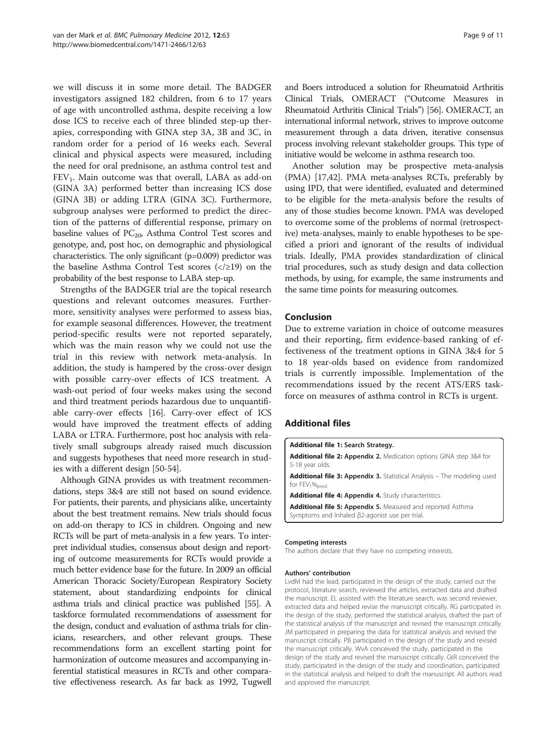we will discuss it in some more detail. The BADGER investigators assigned 182 children, from 6 to 17 years of age with uncontrolled asthma, despite receiving a low dose ICS to receive each of three blinded step-up therapies, corresponding with GINA step 3A, 3B and 3C, in random order for a period of 16 weeks each. Several clinical and physical aspects were measured, including the need for oral prednisone, an asthma control test and $FEV_1$. Main outcome was that overall, LABA as add-on (GINA 3A) performed better than increasing ICS dose (GINA 3B) or adding LTRA (GINA 3C). Furthermore, subgroup analyses were performed to predict the direction of the patterns of differential response, primary on baseline values of $PC_{20}$, Asthma Control Test scores and genotype, and, post hoc, on demographic and physiological characteristics. The only significant ($p=0.009$) predictor was the baseline Asthma Control Test scores ($</\geq 19$) on the probability of the best response to LABA step-up.

Strengths of the BADGER trial are the topical research questions and relevant outcomes measures. Furthermore, sensitivity analyses were performed to assess bias, for example seasonal differences. However, the treatment period-specific results were not reported separately, which was the main reason why we could not use the trial in this review with network meta-analysis. In addition, the study is hampered by the cross-over design with possible carry-over effects of ICS treatment. A wash-out period of four weeks makes using the second and third treatment periods hazardous due to unquantifiable carry-over effects [16]. Carry-over effect of ICS would have improved the treatment effects of adding LABA or LTRA. Furthermore, post hoc analysis with relatively small subgroups already raised much discussion and suggests hypotheses that need more research in studies with a different design [50-54].

Although GINA provides us with treatment recommendations, steps 3&4 are still not based on sound evidence. For patients, their parents, and physicians alike, uncertainty about the best treatment remains. New trials should focus on add-on therapy to ICS in children. Ongoing and new RCTs will be part of meta-analysis in a few years. To interpret individual studies, consensus about design and reporting of outcome measurements for RCTs would provide a much better evidence base for the future. In 2009 an official American Thoracic Society/European Respiratory Society statement, about standardizing endpoints for clinical asthma trials and clinical practice was published [55]. A taskforce formulated recommendations of assessment for the design, conduct and evaluation of asthma trials for clinicians, researchers, and other relevant groups. These recommendations form an excellent starting point for harmonization of outcome measures and accompanying inferential statistical measures in RCTs and other comparative effectiveness research. As far back as 1992, Tugwell and Boers introduced a solution for Rheumatoid Arthritis Clinical Trials, OMERACT ("Outcome Measures in Rheumatoid Arthritis Clinical Trials") [56]. OMERACT, an international informal network, strives to improve outcome measurement through a data driven, iterative consensus process involving relevant stakeholder groups. This type of initiative would be welcome in asthma research too.

Another solution may be prospective meta-analysis (PMA) [17,42]. PMA meta-analyses RCTs, preferably by using IPD, that were identified, evaluated and determined to be eligible for the meta-analysis before the results of any of those studies become known. PMA was developed to overcome some of the problems of normal (retrospective) meta-analyses, mainly to enable hypotheses to be specified a priori and ignorant of the results of individual trials. Ideally, PMA provides standardization of clinical trial procedures, such as study design and data collection methods, by using, for example, the same instruments and the same time points for measuring outcomes.

## Conclusion

Due to extreme variation in choice of outcome measures and their reporting, firm evidence-based ranking of effectiveness of the treatment options in GINA 3&4 for 5 to 18 year-olds based on evidence from randomized trials is currently impossible. Implementation of the recommendations issued by the recent ATS/ERS taskforce on measures of asthma control in RCTs is urgent.

## Additional files

**Additional file 1:** Search Strategy.

**Additional file 2:** **Appendix 2.** Medication options GINA step 3&4 for 5-18 year olds.

**Additional file 3:** **Appendix 3.** Statistical Analysis – The modeling used for $FEV_1\%_{pred.}$

**Additional file 4:** **Appendix 4.** Study characteristics.

**Additional file 5:** **Appendix 5.** Measured and reported Asthma Symptoms and Inhaled β2-agonist use per trial.

#### Competing interests

The authors declare that they have no competing interests.

#### Authors' contribution

LvdM had the lead, participated in the design of the study, carried out the protocol, literature search, reviewed the articles, extracted data and drafted the manuscript. EL assisted with the literature search, was second reviewer, extracted data and helped revise the manuscript critically. RG participated in the design of the study, performed the statistical analysis, drafted the part of the statistical analysis of the manuscript and revised the manuscript critically. JM participated in preparing the data for statistical analysis and revised the manuscript critically. PB participated in the design of the study and revised the manuscript critically. WvA conceived the study, participated in the design of the study and revised the manuscript critically. GtR conceived the study, participated in the design of the study and coordination, participated in the statistical analysis and helped to draft the manuscript. All authors read and approved the manuscript.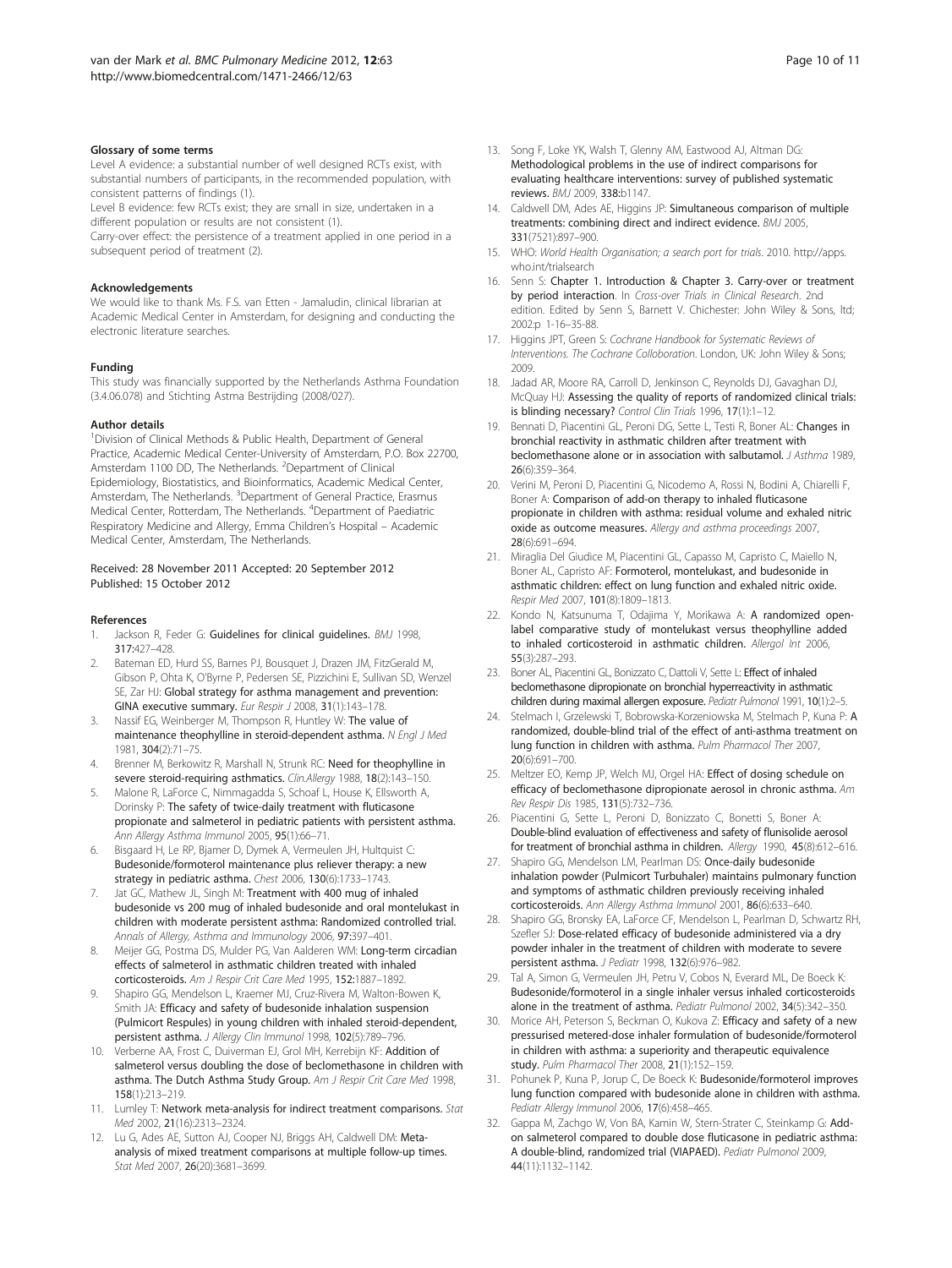### Glossary of some terms

Level A evidence: a substantial number of well designed RCTs exist, with substantial numbers of participants, in the recommended population, with consistent patterns of findings (1).

Level B evidence: few RCTs exist; they are small in size, undertaken in a different population or results are not consistent (1).

Carry-over effect: the persistence of a treatment applied in one period in a subsequent period of treatment (2).

### Acknowledgements

We would like to thank Ms. F.S. van Etten - Jamaludin, clinical librarian at Academic Medical Center in Amsterdam, for designing and conducting the electronic literature searches.

### Funding

This study was financially supported by the Netherlands Asthma Foundation (3.4.06.078) and Stichting Astma Bestrijding (2008/027).

### Author details

[1]Division of Clinical Methods & Public Health, Department of General Practice, Academic Medical Center-University of Amsterdam, P.O. Box 22700, Amsterdam 1100 DD, The Netherlands. [2]Department of Clinical Epidemiology, Biostatistics, and Bioinformatics, Academic Medical Center, Amsterdam, The Netherlands. [3]Department of General Practice, Erasmus Medical Center, Rotterdam, The Netherlands. [4]Department of Paediatric Respiratory Medicine and Allergy, Emma Children's Hospital – Academic Medical Center, Amsterdam, The Netherlands.

Received: 28 November 2011 Accepted: 20 September 2012
Published: 15 October 2012

### References

1. Jackson R, Feder G: **Guidelines for clinical guidelines.** *BMJ* 1998, **317**:427–428.
2. Bateman ED, Hurd SS, Barnes PJ, Bousquet J, Drazen JM, FitzGerald M, Gibson P, Ohta K, O'Byrne P, Pedersen SE, Pizzichini E, Sullivan SD, Wenzel SE, Zar HJ: **Global strategy for asthma management and prevention: GINA executive summary.** *Eur Respir J* 2008, **31**(1):143–178.
3. Nassif EG, Weinberger M, Thompson R, Huntley W: **The value of maintenance theophylline in steroid-dependent asthma.** *N Engl J Med* 1981, **304**(2):71–75.
4. Brenner M, Berkowitz R, Marshall N, Strunk RC: **Need for theophylline in severe steroid-requiring asthmatics.** *Clin.Allergy* 1988, **18**(2):143–150.
5. Malone R, LaForce C, Nimmagadda S, Schoaf L, House K, Ellsworth A, Dorinsky P: **The safety of twice-daily treatment with fluticasone propionate and salmeterol in pediatric patients with persistent asthma.** *Ann Allergy Asthma Immunol* 2005, **95**(1):66–71.
6. Bisgaard H, Le RP, Bjamer D, Dymek A, Vermeulen JH, Hultquist C: **Budesonide/formoterol maintenance plus reliever therapy: a new strategy in pediatric asthma.** *Chest* 2006, **130**(6):1733–1743.
7. Jat GC, Mathew JL, Singh M: **Treatment with 400 mug of inhaled budesonide vs 200 mug of inhaled budesonide and oral montelukast in children with moderate persistent asthma: Randomized controlled trial.** *Annals of Allergy, Asthma and Immunology* 2006, **97**:397–401.
8. Meijer GG, Postma DS, Mulder PG, Van Aalderen WM: **Long-term circadian effects of salmeterol in asthmatic children treated with inhaled corticosteroids.** *Am J Respir Crit Care Med* 1995, **152**:1887–1892.
9. Shapiro GG, Mendelson L, Kraemer MJ, Cruz-Rivera M, Walton-Bowen K, Smith JA: **Efficacy and safety of budesonide inhalation suspension (Pulmicort Respules) in young children with inhaled steroid-dependent, persistent asthma.** *J Allergy Clin Immunol* 1998, **102**(5):789–796.
10. Verberne AA, Frost C, Duiverman EJ, Grol MH, Kerrebijn KF: **Addition of salmeterol versus doubling the dose of beclomethasone in children with asthma. The Dutch Asthma Study Group.** *Am J Respir Crit Care Med* 1998, **158**(1):213–219.
11. Lumley T: **Network meta-analysis for indirect treatment comparisons.** *Stat Med* 2002, **21**(16):2313–2324.
12. Lu G, Ades AE, Sutton AJ, Cooper NJ, Briggs AH, Caldwell DM: **Meta-analysis of mixed treatment comparisons at multiple follow-up times.** *Stat Med* 2007, **26**(20):3681–3699.
13. Song F, Loke YK, Walsh T, Glenny AM, Eastwood AJ, Altman DG: **Methodological problems in the use of indirect comparisons for evaluating healthcare interventions: survey of published systematic reviews.** *BMJ* 2009, **338**:b1147.
14. Caldwell DM, Ades AE, Higgins JP: **Simultaneous comparison of multiple treatments: combining direct and indirect evidence.** *BMJ* 2005, **331**(7521):897–900.
15. WHO: *World Health Organisation; a search port for trials.* 2010. http://apps.who.int/trialsearch
16. Senn S: **Chapter 1. Introduction & Chapter 3. Carry-over or treatment by period interaction.** In *Cross-over Trials in Clinical Research.* 2nd edition. Edited by Senn S, Barnett V. Chichester: John Wiley & Sons, ltd; 2002:p 1–16–35-88.
17. Higgins JPT, Green S: *Cochrane Handbook for Systematic Reviews of Interventions. The Cochrane Colloboration.* London, UK: John Wiley & Sons; 2009.
18. Jadad AR, Moore RA, Carroll D, Jenkinson C, Reynolds DJ, Gavaghan DJ, McQuay HJ: **Assessing the quality of reports of randomized clinical trials: is blinding necessary?** *Control Clin Trials* 1996, **17**(1):1–12.
19. Bennati D, Piacentini GL, Peroni DG, Sette L, Testi R, Boner AL: **Changes in bronchial reactivity in asthmatic children after treatment with beclomethasone alone or in association with salbutamol.** *J Asthma* 1989, **26**(6):359–364.
20. Verini M, Peroni D, Piacentini G, Nicodemo A, Rossi N, Bodini A, Chiarelli F, Boner A: **Comparison of add-on therapy to inhaled fluticasone propionate in children with asthma: residual volume and exhaled nitric oxide as outcome measures.** *Allergy and asthma proceedings* 2007, **28**(6):691–694.
21. Miraglia Del Giudice M, Piacentini GL, Capasso M, Capristo C, Maiello N, Boner AL, Capristo AF: **Formoterol, montelukast, and budesonide in asthmatic children: effect on lung function and exhaled nitric oxide.** *Respir Med* 2007, **101**(8):1809–1813.
22. Kondo N, Katsunuma T, Odajima Y, Morikawa A: **A randomized open-label comparative study of montelukast versus theophylline added to inhaled corticosteroid in asthmatic children.** *Allergol Int* 2006, **55**(3):287–293.
23. Boner AL, Piacentini GL, Bonizzato C, Dattoli V, Sette L: **Effect of inhaled beclomethasone dipropionate on bronchial hyperreactivity in asthmatic children during maximal allergen exposure.** *Pediatr Pulmonol* 1991, **10**(1):2–5.
24. Stelmach I, Grzelewski T, Bobrowska-Korzeniowska M, Stelmach P, Kuna P: **A randomized, double-blind trial of the effect of anti-asthma treatment on lung function in children with asthma.** *Pulm Pharmacol Ther* 2007, **20**(6):691–700.
25. Meltzer EO, Kemp JP, Welch MJ, Orgel HA: **Effect of dosing schedule on efficacy of beclomethasone dipropionate aerosol in chronic asthma.** *Am Rev Respir Dis* 1985, **131**(5):732–736.
26. Piacentini G, Sette L, Peroni D, Bonizzato C, Bonetti S, Boner A: **Double-blind evaluation of effectiveness and safety of flunisolide aerosol for treatment of bronchial asthma in children.** *Allergy* 1990, **45**(8):612–616.
27. Shapiro GG, Mendelson LM, Pearlman DS: **Once-daily budesonide inhalation powder (Pulmicort Turbuhaler) maintains pulmonary function and symptoms of asthmatic children previously receiving inhaled corticosteroids.** *Ann Allergy Asthma Immunol* 2001, **86**(6):633–640.
28. Shapiro GG, Bronsky EA, LaForce CF, Mendelson L, Pearlman D, Schwartz RH, Szefler SJ: **Dose-related efficacy of budesonide administered via a dry powder inhaler in the treatment of children with moderate to severe persistent asthma.** *J Pediatr* 1998, **132**(6):976–982.
29. Tal A, Simon G, Vermeulen JH, Petru V, Cobos N, Everard ML, De Boeck K: **Budesonide/formoterol in a single inhaler versus inhaled corticosteroids alone in the treatment of asthma.** *Pediatr Pulmonol* 2002, **34**(5):342–350.
30. Morice AH, Peterson S, Beckman O, Kukova Z: **Efficacy and safety of a new pressurised metered-dose inhaler formulation of budesonide/formoterol in children with asthma: a superiority and therapeutic equivalence study.** *Pulm Pharmacol Ther* 2008, **21**(1):152–159.
31. Pohunek P, Kuna P, Jorup C, De Boeck K: **Budesonide/formoterol improves lung function compared with budesonide alone in children with asthma.** *Pediatr Allergy Immunol* 2006, **17**(6):458–465.
32. Gappa M, Zachgo W, Von BA, Kamin W, Stern-Strater C, Steinkamp G: **Add-on salmeterol compared to double dose fluticasone in pediatric asthma: A double-blind, randomized trial (VIAPAED).** *Pediatr Pulmonol* 2009, **44**(11):1132–1142.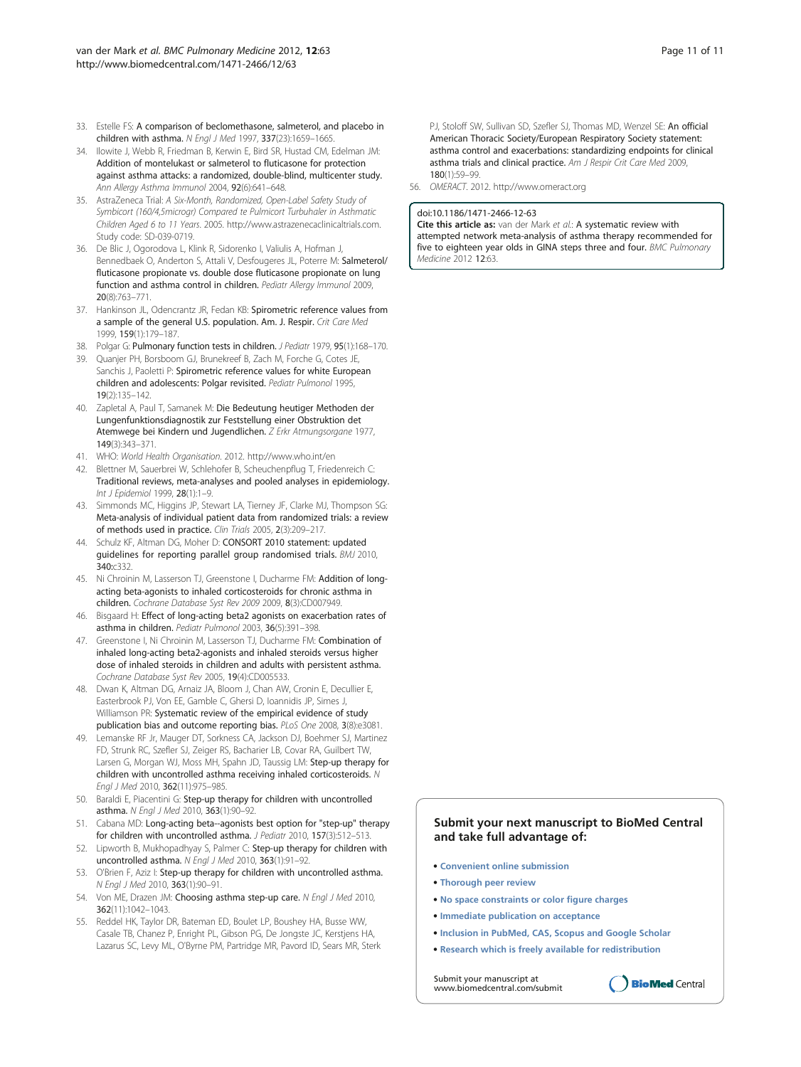33. Estelle FS: **A comparison of beclomethasone, salmeterol, and placebo in children with asthma.** *N Engl J Med* 1997, **337**(23):1659–1665.
34. Ilowite J, Webb R, Friedman B, Kerwin E, Bird SR, Hustad CM, Edelman JM: **Addition of montelukast or salmeterol to fluticasone for protection against asthma attacks: a randomized, double-blind, multicenter study.** *Ann Allergy Asthma Immunol* 2004, **92**(6):641–648.
35. AstraZeneca Trial: *A Six-Month, Randomized, Open-Label Safety Study of Symbicort (160/4,5microgr) Compared te Pulmicort Turbuhaler in Asthmatic Children Aged 6 to 11 Years*. 2005. http://www.astrazenecaclinicaltrials.com. Study code: SD-039-0719.
36. De Blic J, Ogorodova L, Klink R, Sidorenko I, Valiulis A, Hofman J, Bennedbaek O, Anderton S, Attali V, Desfougeres JL, Poterre M: **Salmeterol/ fluticasone propionate vs. double dose fluticasone propionate on lung function and asthma control in children.** *Pediatr Allergy Immunol* 2009, **20**(8):763–771.
37. Hankinson JL, Odencrantz JR, Fedan KB: **Spirometric reference values from a sample of the general U.S. population. Am. J. Respir.** *Crit Care Med* 1999, **159**(1):179–187.
38. Polgar G: **Pulmonary function tests in children.** *J Pediatr* 1979, **95**(1):168–170.
39. Quanjer PH, Borsboom GJ, Brunekreef B, Zach M, Forche G, Cotes JE, Sanchis J, Paoletti P: **Spirometric reference values for white European children and adolescents: Polgar revisited.** *Pediatr Pulmonol* 1995, **19**(2):135–142.
40. Zapletal A, Paul T, Samanek M: **Die Bedeutung heutiger Methoden der Lungenfunktionsdiagnostik zur Feststellung einer Obstruktion det Atemwege bei Kindern und Jugendlichen.** *Z Erkr Atmungsorgane* 1977, **149**(3):343–371.
41. WHO: *World Health Organisation*. 2012. http://www.who.int/en
42. Blettner M, Sauerbrei W, Schlehofer B, Scheuchenpflug T, Friedenreich C: **Traditional reviews, meta-analyses and pooled analyses in epidemiology.** *Int J Epidemiol* 1999, **28**(1):1–9.
43. Simmonds MC, Higgins JP, Stewart LA, Tierney JF, Clarke MJ, Thompson SG: **Meta-analysis of individual patient data from randomized trials: a review of methods used in practice.** *Clin Trials* 2005, **2**(3):209–217.
44. Schulz KF, Altman DG, Moher D: **CONSORT 2010 statement: updated guidelines for reporting parallel group randomised trials.** *BMJ* 2010, **340**:c332.
45. Ni Chroinin M, Lasserson TJ, Greenstone I, Ducharme FM: **Addition of long-acting beta-agonists to inhaled corticosteroids for chronic asthma in children.** *Cochrane Database Syst Rev 2009* 2009, **8**(3):CD007949.
46. Bisgaard H: **Effect of long-acting beta2 agonists on exacerbation rates of asthma in children.** *Pediatr Pulmonol* 2003, **36**(5):391–398.
47. Greenstone I, Ni Chroinin M, Lasserson TJ, Ducharme FM: **Combination of inhaled long-acting beta2-agonists and inhaled steroids versus higher dose of inhaled steroids in children and adults with persistent asthma.** *Cochrane Database Syst Rev* 2005, **19**(4):CD005533.
48. Dwan K, Altman DG, Arnaiz JA, Bloom J, Chan AW, Cronin E, Decullier E, Easterbrook PJ, Von EE, Gamble C, Ghersi D, Ioannidis JP, Simes J, Williamson PR: **Systematic review of the empirical evidence of study publication bias and outcome reporting bias.** *PLoS One* 2008, **3**(8):e3081.
49. Lemanske RF Jr, Mauger DT, Sorkness CA, Jackson DJ, Boehmer SJ, Martinez FD, Strunk RC, Szefler SJ, Zeiger RS, Bacharier LB, Covar RA, Guilbert TW, Larsen G, Morgan WJ, Moss MH, Spahn JD, Taussig LM: **Step-up therapy for children with uncontrolled asthma receiving inhaled corticosteroids.** *N Engl J Med* 2010, **362**(11):975–985.
50. Baraldi E, Piacentini G: **Step-up therapy for children with uncontrolled asthma.** *N Engl J Med* 2010, **363**(1):90–92.
51. Cabana MD: **Long-acting beta--agonists best option for "step-up" therapy for children with uncontrolled asthma.** *J Pediatr* 2010, **157**(3):512–513.
52. Lipworth B, Mukhopadhyay S, Palmer C: **Step-up therapy for children with uncontrolled asthma.** *N Engl J Med* 2010, **363**(1):91–92.
53. O'Brien F, Aziz I: **Step-up therapy for children with uncontrolled asthma.** *N Engl J Med* 2010, **363**(1):90–91.
54. Von ME, Drazen JM: **Choosing asthma step-up care.** *N Engl J Med* 2010, **362**(11):1042–1043.
55. Reddel HK, Taylor DR, Bateman ED, Boulet LP, Boushey HA, Busse WW, Casale TB, Chanez P, Enright PL, Gibson PG, De Jongste JC, Kerstjens HA, Lazarus SC, Levy ML, O'Byrne PM, Partridge MR, Pavord ID, Sears MR, Sterk PJ, Stoloff SW, Sullivan SD, Szefler SJ, Thomas MD, Wenzel SE: **An official American Thoracic Society/European Respiratory Society statement: asthma control and exacerbations: standardizing endpoints for clinical asthma trials and clinical practice.** *Am J Respir Crit Care Med* 2009, **180**(1):59–99.
56. *OMERACT*. 2012. http://www.omeract.org

doi:10.1186/1471-2466-12-63

**Cite this article as:** van der Mark *et al.*: A systematic review with attempted network meta-analysis of asthma therapy recommended for five to eighteen year olds in GINA steps three and four. *BMC Pulmonary Medicine* 2012 **12**:63.

**Submit your next manuscript to BioMed Central and take full advantage of:**

- **Convenient online submission**
- **Thorough peer review**
- **No space constraints or color figure charges**
- **Immediate publication on acceptance**
- **Inclusion in PubMed, CAS, Scopus and Google Scholar**
- **Research which is freely available for redistribution**

Submit your manuscript at
www.biomedcentral.com/submit

BioMed Central